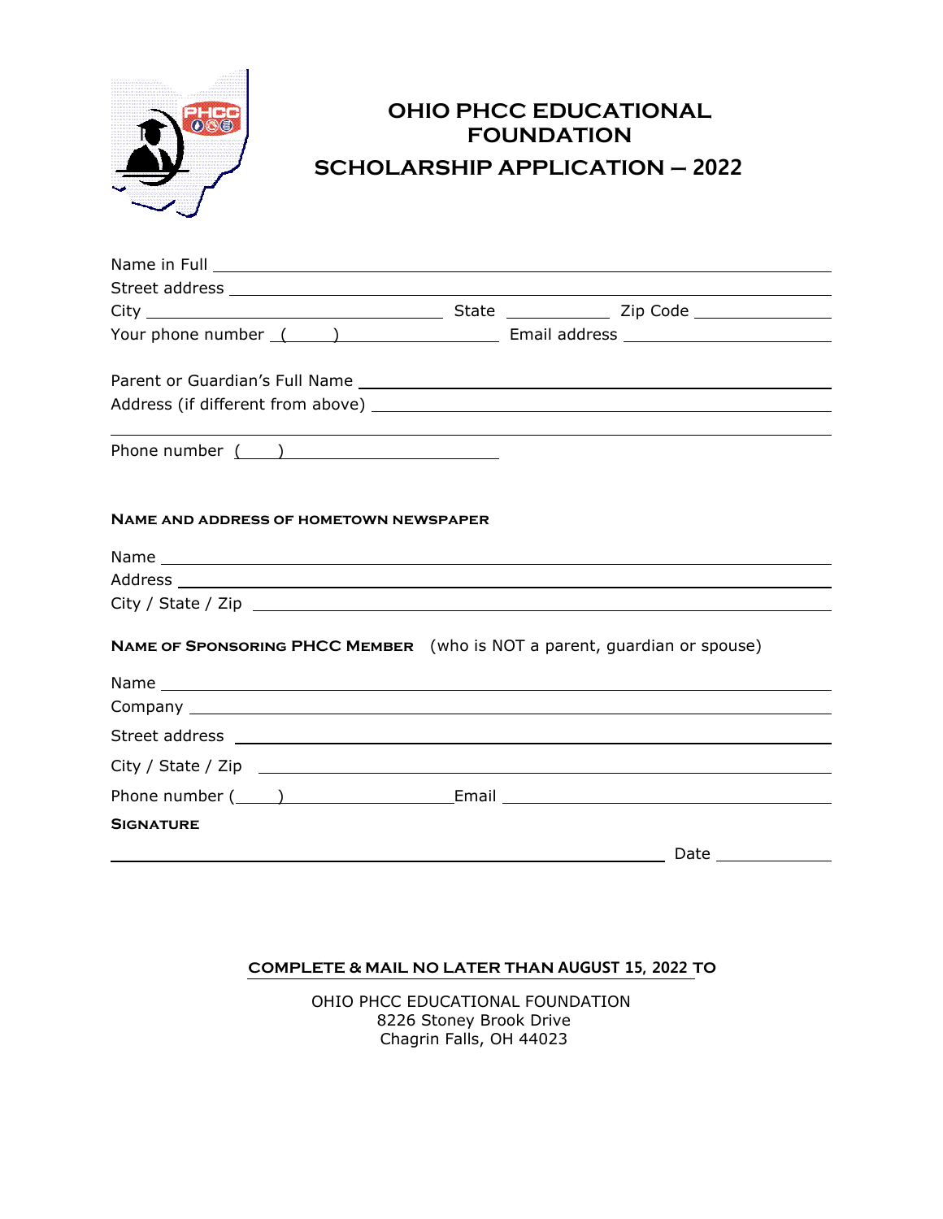# OHIO PHCC EDUCATIONAL FOUNDATION

## SCHOLARSHIP APPLICATION – 2022

Name in Full ______________________________________________

Street address ______________________________________________

City ____________________ State __________ Zip Code ______________

Your phone number ( ) ______________ Email address ______________

Parent or Guardian's Full Name ______________________________________________

Address (if different from above) ______________________________________________

______________________________________________

Phone number ( ) ______________

**NAME AND ADDRESS OF HOMETOWN NEWSPAPER**

Name ______________________________________________

Address ______________________________________________

City / State / Zip ______________________________________________

**NAME OF SPONSORING PHCC MEMBER** (who is NOT a parent, guardian or spouse)

Name ______________________________________________

Company ______________________________________________

Street address ______________________________________________

City / State / Zip ______________________________________________

Phone number ( ) ______________ Email ______________________

**SIGNATURE**

______________________________________________ Date ____________

**COMPLETE & MAIL NO LATER THAN AUGUST 15, 2022 TO**

OHIO PHCC EDUCATIONAL FOUNDATION
8226 Stoney Brook Drive
Chagrin Falls, OH 44023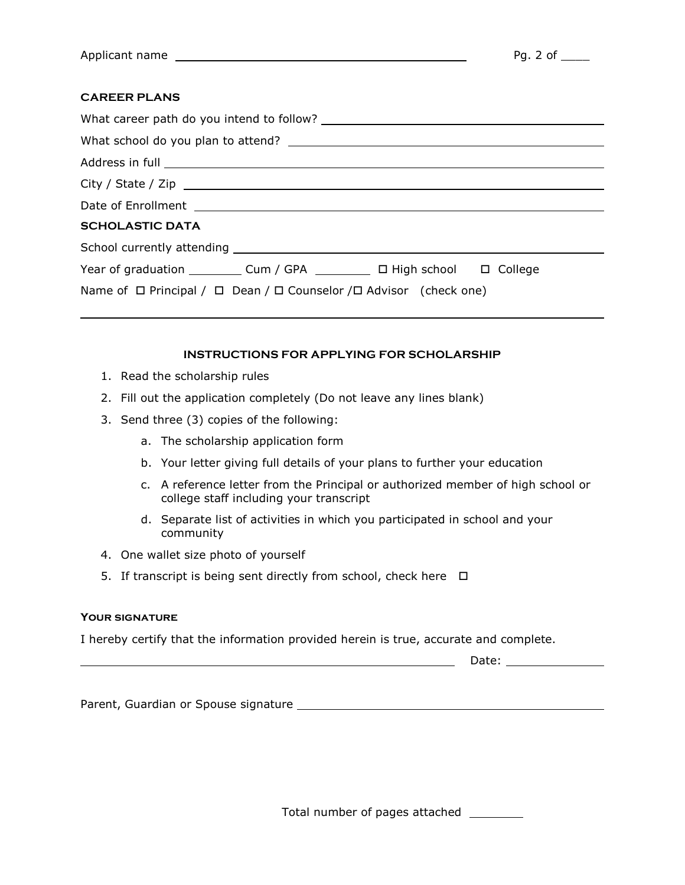Applicant name ______________________________

## CAREER PLANS

What career path do you intend to follow? ______________________________

What school do you plan to attend? ______________________________

Address in full ______________________________

City / State / Zip ______________________________

Date of Enrollment ______________________________

## SCHOLASTIC DATA

School currently attending ______________________________

Year of graduation ________ Cum / GPA ________ ☐ High school ☐ College

Name of ☐ Principal / ☐ Dean / ☐ Counselor /☐ Advisor (check one)

______________________________

### INSTRUCTIONS FOR APPLYING FOR SCHOLARSHIP

1. Read the scholarship rules
2. Fill out the application completely (Do not leave any lines blank)
3. Send three (3) copies of the following:
    a. The scholarship application form
    b. Your letter giving full details of your plans to further your education
    c. A reference letter from the Principal or authorized member of high school or college staff including your transcript
    d. Separate list of activities in which you participated in school and your community
4. One wallet size photo of yourself
5. If transcript is being sent directly from school, check here ☐

### YOUR SIGNATURE

I hereby certify that the information provided herein is true, accurate and complete.

______________________________ Date: ______________

Parent, Guardian or Spouse signature ______________________________

Total number of pages attached ________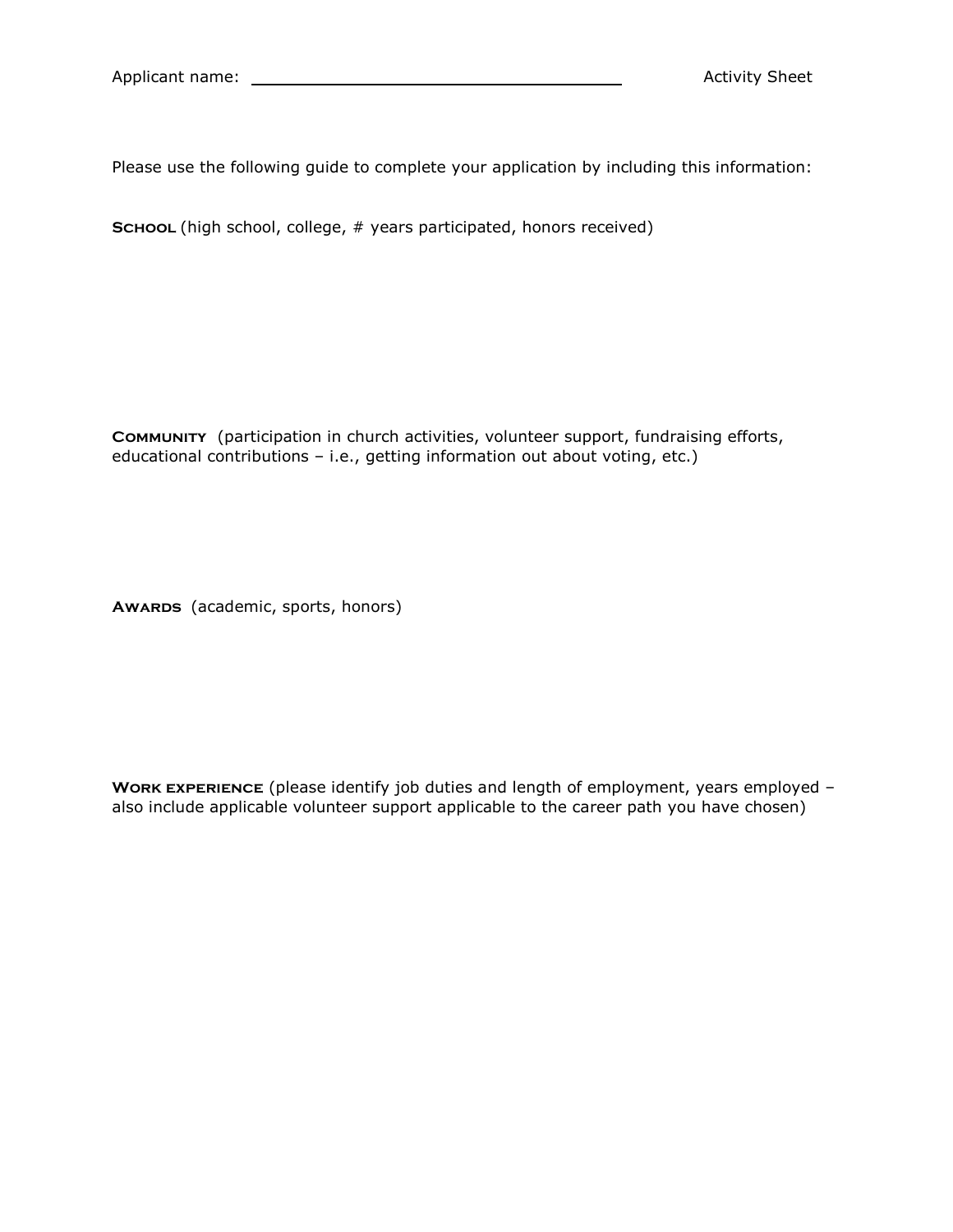Applicant name: ______________________________ Activity Sheet

Please use the following guide to complete your application by including this information:

**School** (high school, college, # years participated, honors received)

**Community** (participation in church activities, volunteer support, fundraising efforts, educational contributions – i.e., getting information out about voting, etc.)

**Awards** (academic, sports, honors)

**Work experience** (please identify job duties and length of employment, years employed – also include applicable volunteer support applicable to the career path you have chosen)